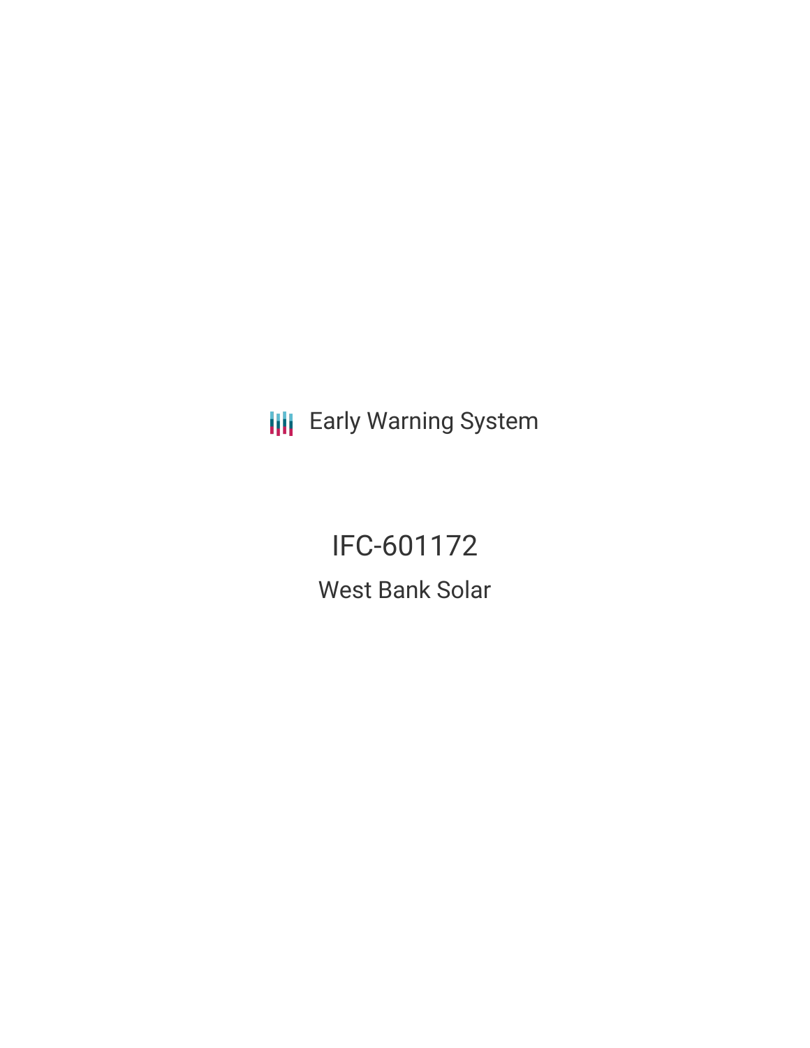Early Warning System

# IFC-601172

## West Bank Solar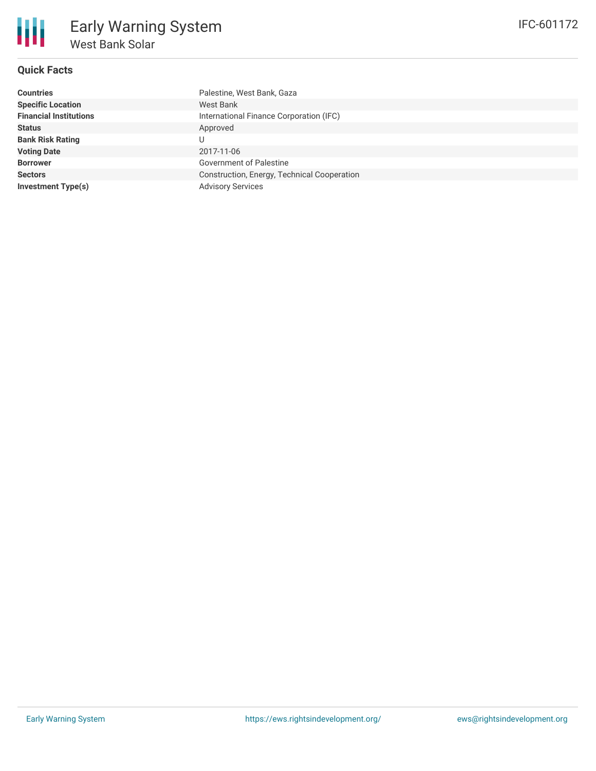# Early Warning System

## West Bank Solar

IFC-601172

### Quick Facts

| | |
|---|---|
| **Countries** | Palestine, West Bank, Gaza |
| **Specific Location** | West Bank |
| **Financial Institutions** | International Finance Corporation (IFC) |
| **Status** | Approved |
| **Bank Risk Rating** | U |
| **Voting Date** | 2017-11-06 |
| **Borrower** | Government of Palestine |
| **Sectors** | Construction, Energy, Technical Cooperation |
| **Investment Type(s)** | Advisory Services |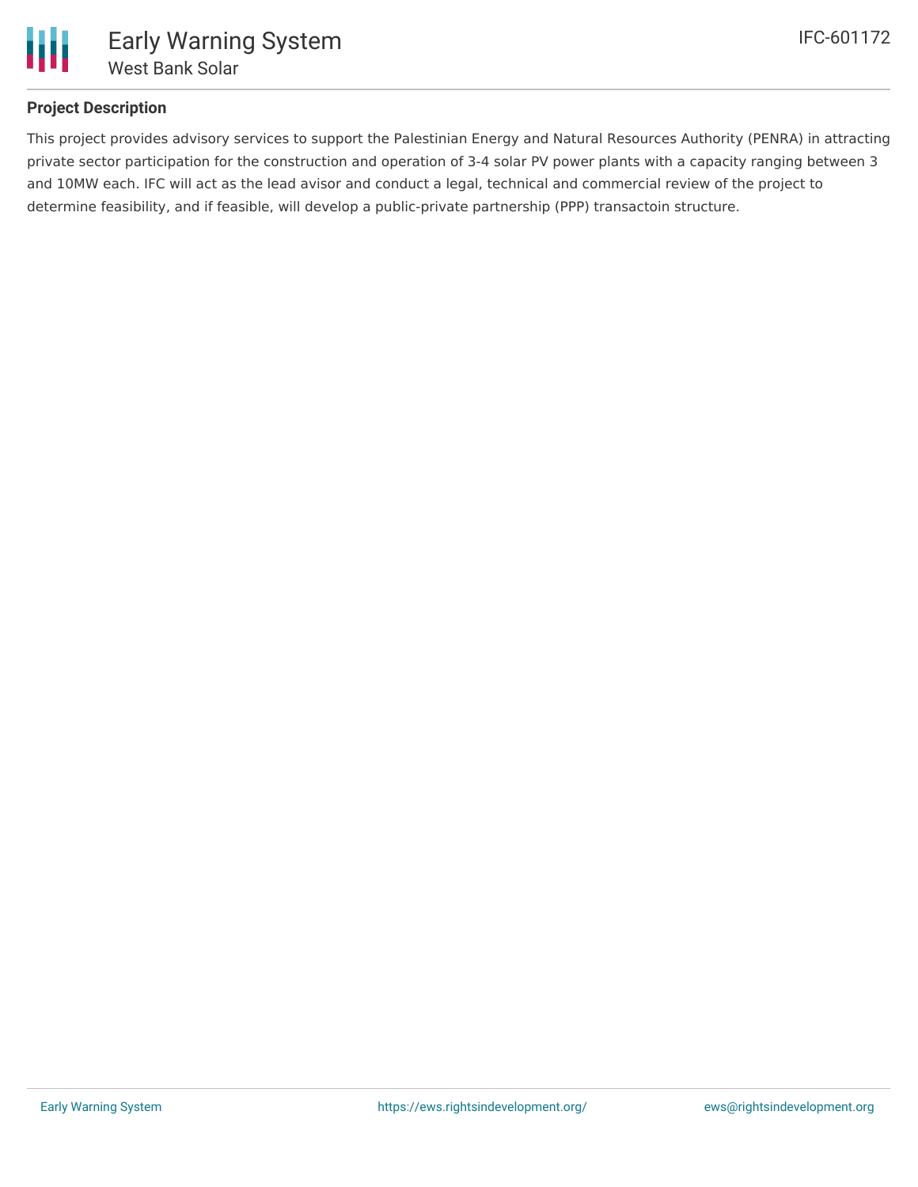# Early Warning System

## West Bank Solar

IFC-601172

### Project Description

This project provides advisory services to support the Palestinian Energy and Natural Resources Authority (PENRA) in attracting private sector participation for the construction and operation of 3-4 solar PV power plants with a capacity ranging between 3 and 10MW each. IFC will act as the lead avisor and conduct a legal, technical and commercial review of the project to determine feasibility, and if feasible, will develop a public-private partnership (PPP) transactoin structure.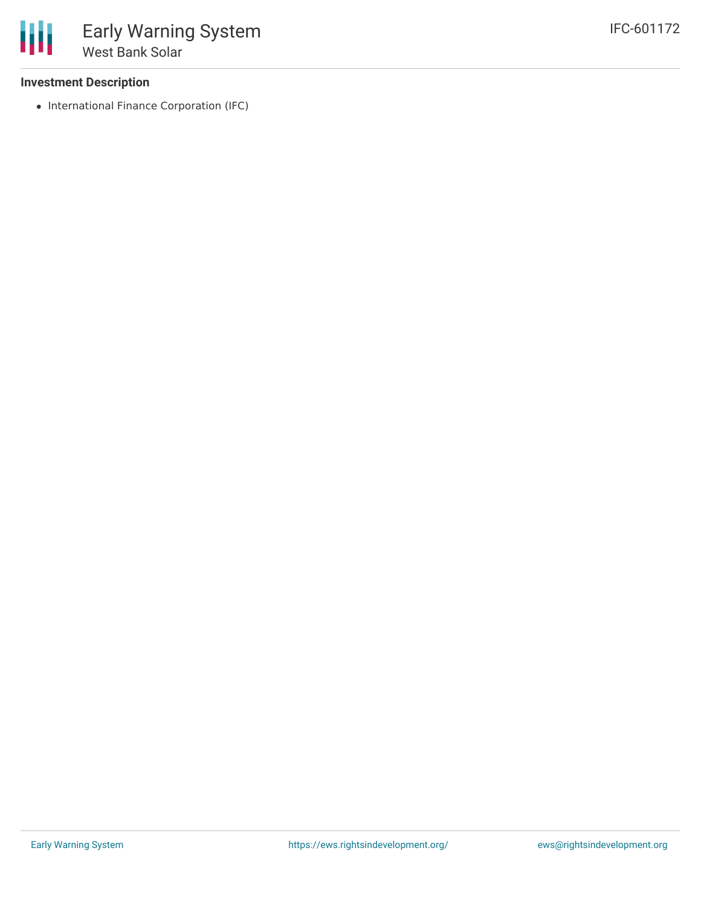### Investment Description

- International Finance Corporation (IFC)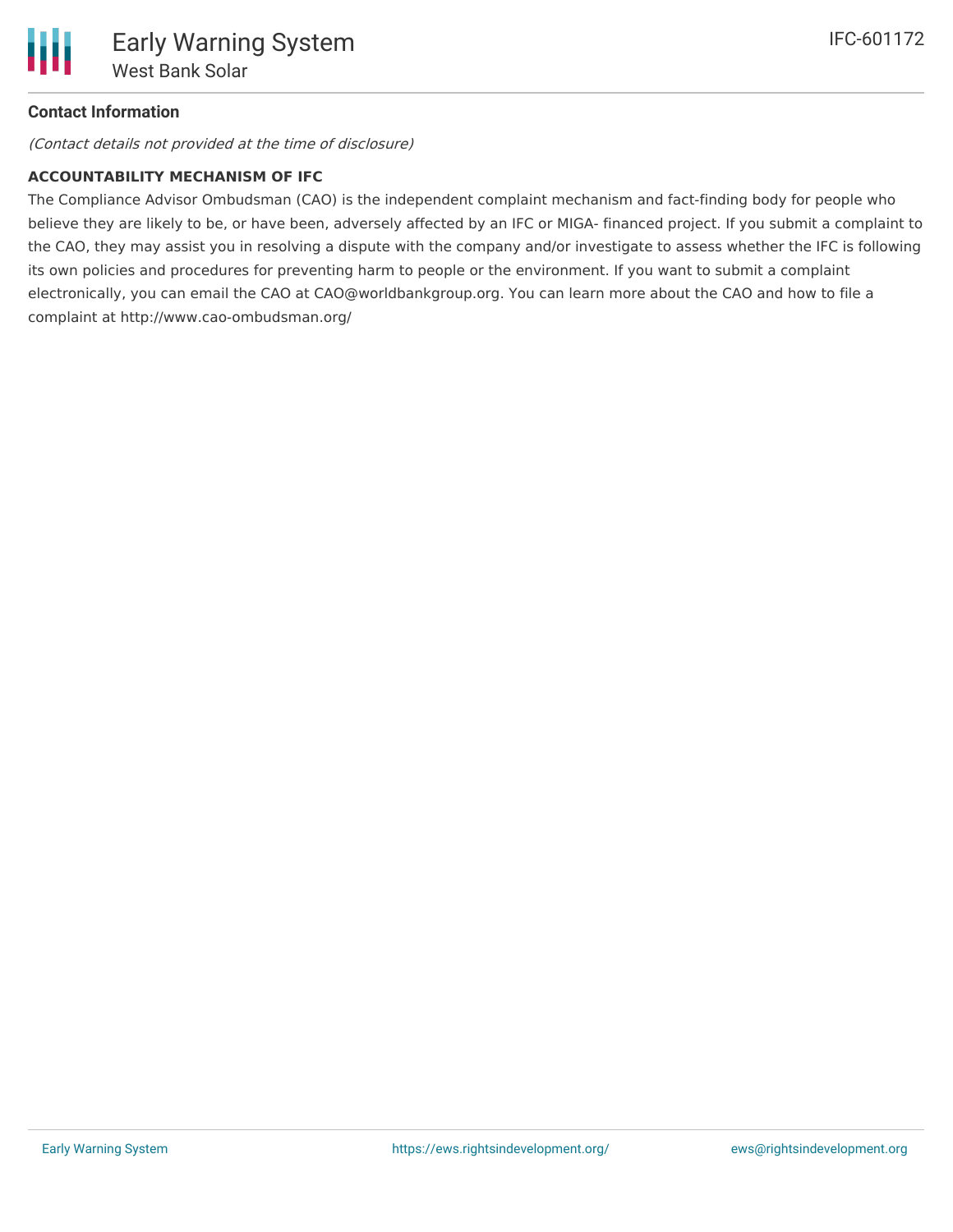### Contact Information

*(Contact details not provided at the time of disclosure)*

**ACCOUNTABILITY MECHANISM OF IFC**

The Compliance Advisor Ombudsman (CAO) is the independent complaint mechanism and fact-finding body for people who believe they are likely to be, or have been, adversely affected by an IFC or MIGA- financed project. If you submit a complaint to the CAO, they may assist you in resolving a dispute with the company and/or investigate to assess whether the IFC is following its own policies and procedures for preventing harm to people or the environment. If you want to submit a complaint electronically, you can email the CAO at CAO@worldbankgroup.org. You can learn more about the CAO and how to file a complaint at http://www.cao-ombudsman.org/